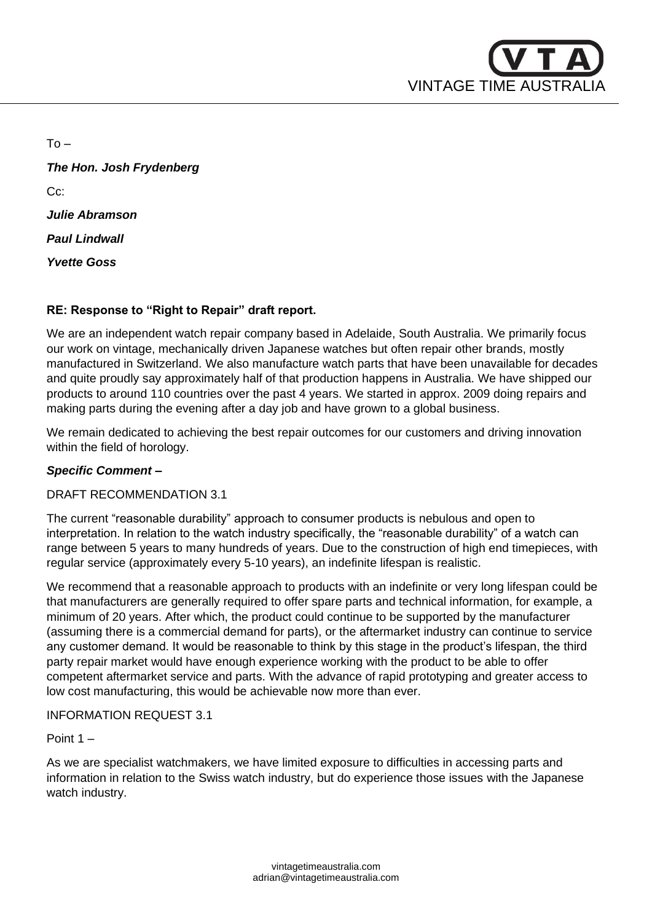VINTAGE TIME AUSTRALIA

To –

***The Hon. Josh Frydenberg***

Cc:

***Julie Abramson***

***Paul Lindwall***

***Yvette Goss***

**RE: Response to "Right to Repair" draft report.**

We are an independent watch repair company based in Adelaide, South Australia. We primarily focus our work on vintage, mechanically driven Japanese watches but often repair other brands, mostly manufactured in Switzerland. We also manufacture watch parts that have been unavailable for decades and quite proudly say approximately half of that production happens in Australia. We have shipped our products to around 110 countries over the past 4 years. We started in approx. 2009 doing repairs and making parts during the evening after a day job and have grown to a global business.

We remain dedicated to achieving the best repair outcomes for our customers and driving innovation within the field of horology.

***Specific Comment –***

DRAFT RECOMMENDATION 3.1

The current "reasonable durability" approach to consumer products is nebulous and open to interpretation. In relation to the watch industry specifically, the "reasonable durability" of a watch can range between 5 years to many hundreds of years. Due to the construction of high end timepieces, with regular service (approximately every 5-10 years), an indefinite lifespan is realistic.

We recommend that a reasonable approach to products with an indefinite or very long lifespan could be that manufacturers are generally required to offer spare parts and technical information, for example, a minimum of 20 years. After which, the product could continue to be supported by the manufacturer (assuming there is a commercial demand for parts), or the aftermarket industry can continue to service any customer demand. It would be reasonable to think by this stage in the product's lifespan, the third party repair market would have enough experience working with the product to be able to offer competent aftermarket service and parts. With the advance of rapid prototyping and greater access to low cost manufacturing, this would be achievable now more than ever.

INFORMATION REQUEST 3.1

Point 1 –

As we are specialist watchmakers, we have limited exposure to difficulties in accessing parts and information in relation to the Swiss watch industry, but do experience those issues with the Japanese watch industry.

vintagetimeaustralia.com
adrian@vintagetimeaustralia.com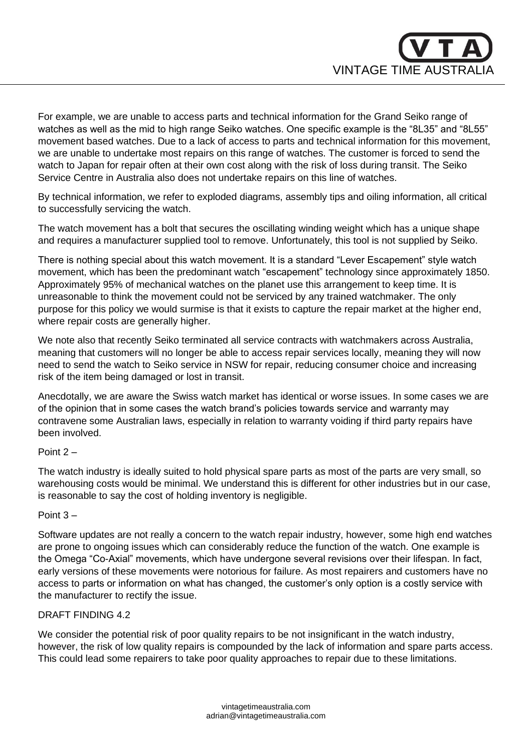For example, we are unable to access parts and technical information for the Grand Seiko range of watches as well as the mid to high range Seiko watches. One specific example is the "8L35" and "8L55" movement based watches. Due to a lack of access to parts and technical information for this movement, we are unable to undertake most repairs on this range of watches. The customer is forced to send the watch to Japan for repair often at their own cost along with the risk of loss during transit. The Seiko Service Centre in Australia also does not undertake repairs on this line of watches.

By technical information, we refer to exploded diagrams, assembly tips and oiling information, all critical to successfully servicing the watch.

The watch movement has a bolt that secures the oscillating winding weight which has a unique shape and requires a manufacturer supplied tool to remove. Unfortunately, this tool is not supplied by Seiko.

There is nothing special about this watch movement. It is a standard "Lever Escapement" style watch movement, which has been the predominant watch "escapement" technology since approximately 1850. Approximately 95% of mechanical watches on the planet use this arrangement to keep time. It is unreasonable to think the movement could not be serviced by any trained watchmaker. The only purpose for this policy we would surmise is that it exists to capture the repair market at the higher end, where repair costs are generally higher.

We note also that recently Seiko terminated all service contracts with watchmakers across Australia, meaning that customers will no longer be able to access repair services locally, meaning they will now need to send the watch to Seiko service in NSW for repair, reducing consumer choice and increasing risk of the item being damaged or lost in transit.

Anecdotally, we are aware the Swiss watch market has identical or worse issues. In some cases we are of the opinion that in some cases the watch brand's policies towards service and warranty may contravene some Australian laws, especially in relation to warranty voiding if third party repairs have been involved.

Point 2 –

The watch industry is ideally suited to hold physical spare parts as most of the parts are very small, so warehousing costs would be minimal. We understand this is different for other industries but in our case, is reasonable to say the cost of holding inventory is negligible.

Point 3 –

Software updates are not really a concern to the watch repair industry, however, some high end watches are prone to ongoing issues which can considerably reduce the function of the watch. One example is the Omega "Co-Axial" movements, which have undergone several revisions over their lifespan. In fact, early versions of these movements were notorious for failure. As most repairers and customers have no access to parts or information on what has changed, the customer's only option is a costly service with the manufacturer to rectify the issue.

DRAFT FINDING 4.2

We consider the potential risk of poor quality repairs to be not insignificant in the watch industry, however, the risk of low quality repairs is compounded by the lack of information and spare parts access. This could lead some repairers to take poor quality approaches to repair due to these limitations.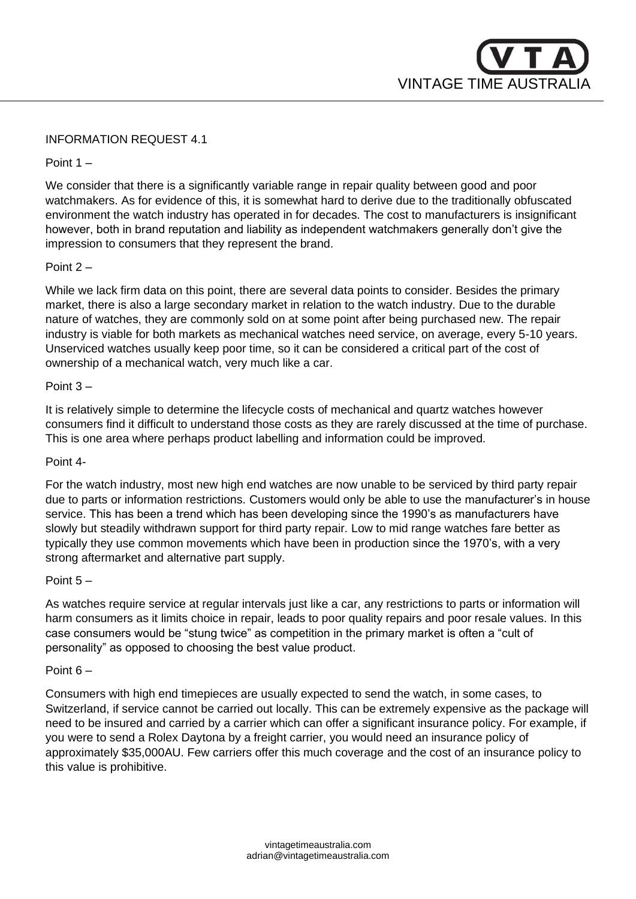INFORMATION REQUEST 4.1

Point 1 –

We consider that there is a significantly variable range in repair quality between good and poor watchmakers. As for evidence of this, it is somewhat hard to derive due to the traditionally obfuscated environment the watch industry has operated in for decades. The cost to manufacturers is insignificant however, both in brand reputation and liability as independent watchmakers generally don't give the impression to consumers that they represent the brand.

Point 2 –

While we lack firm data on this point, there are several data points to consider. Besides the primary market, there is also a large secondary market in relation to the watch industry. Due to the durable nature of watches, they are commonly sold on at some point after being purchased new. The repair industry is viable for both markets as mechanical watches need service, on average, every 5-10 years. Unserviced watches usually keep poor time, so it can be considered a critical part of the cost of ownership of a mechanical watch, very much like a car.

Point 3 –

It is relatively simple to determine the lifecycle costs of mechanical and quartz watches however consumers find it difficult to understand those costs as they are rarely discussed at the time of purchase. This is one area where perhaps product labelling and information could be improved.

Point 4-

For the watch industry, most new high end watches are now unable to be serviced by third party repair due to parts or information restrictions. Customers would only be able to use the manufacturer's in house service. This has been a trend which has been developing since the 1990's as manufacturers have slowly but steadily withdrawn support for third party repair. Low to mid range watches fare better as typically they use common movements which have been in production since the 1970's, with a very strong aftermarket and alternative part supply.

Point 5 –

As watches require service at regular intervals just like a car, any restrictions to parts or information will harm consumers as it limits choice in repair, leads to poor quality repairs and poor resale values. In this case consumers would be "stung twice" as competition in the primary market is often a "cult of personality" as opposed to choosing the best value product.

Point 6 –

Consumers with high end timepieces are usually expected to send the watch, in some cases, to Switzerland, if service cannot be carried out locally. This can be extremely expensive as the package will need to be insured and carried by a carrier which can offer a significant insurance policy. For example, if you were to send a Rolex Daytona by a freight carrier, you would need an insurance policy of approximately $35,000AU. Few carriers offer this much coverage and the cost of an insurance policy to this value is prohibitive.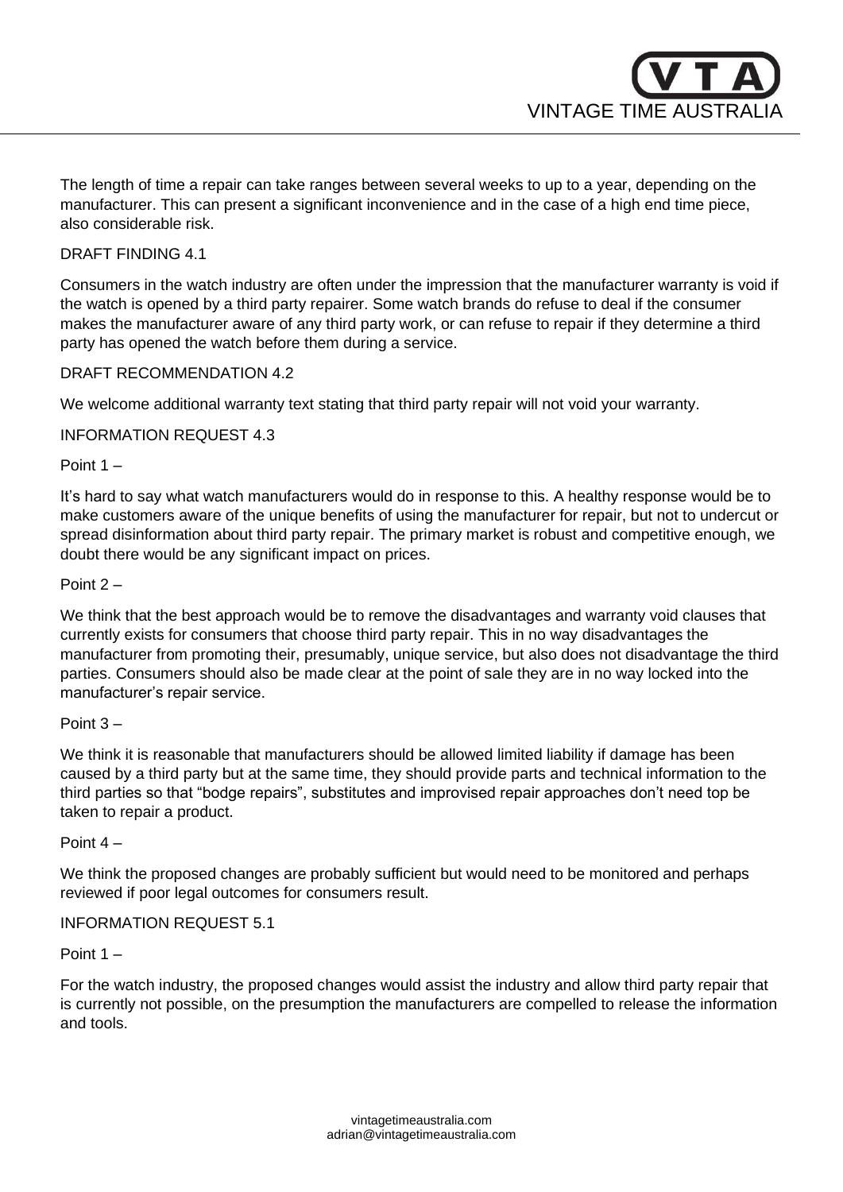The length of time a repair can take ranges between several weeks to up to a year, depending on the manufacturer. This can present a significant inconvenience and in the case of a high end time piece, also considerable risk.

DRAFT FINDING 4.1

Consumers in the watch industry are often under the impression that the manufacturer warranty is void if the watch is opened by a third party repairer. Some watch brands do refuse to deal if the consumer makes the manufacturer aware of any third party work, or can refuse to repair if they determine a third party has opened the watch before them during a service.

DRAFT RECOMMENDATION 4.2

We welcome additional warranty text stating that third party repair will not void your warranty.

INFORMATION REQUEST 4.3

Point 1 –

It's hard to say what watch manufacturers would do in response to this. A healthy response would be to make customers aware of the unique benefits of using the manufacturer for repair, but not to undercut or spread disinformation about third party repair. The primary market is robust and competitive enough, we doubt there would be any significant impact on prices.

Point 2 –

We think that the best approach would be to remove the disadvantages and warranty void clauses that currently exists for consumers that choose third party repair. This in no way disadvantages the manufacturer from promoting their, presumably, unique service, but also does not disadvantage the third parties. Consumers should also be made clear at the point of sale they are in no way locked into the manufacturer's repair service.

Point 3 –

We think it is reasonable that manufacturers should be allowed limited liability if damage has been caused by a third party but at the same time, they should provide parts and technical information to the third parties so that "bodge repairs", substitutes and improvised repair approaches don't need top be taken to repair a product.

Point 4 –

We think the proposed changes are probably sufficient but would need to be monitored and perhaps reviewed if poor legal outcomes for consumers result.

INFORMATION REQUEST 5.1

Point 1 –

For the watch industry, the proposed changes would assist the industry and allow third party repair that is currently not possible, on the presumption the manufacturers are compelled to release the information and tools.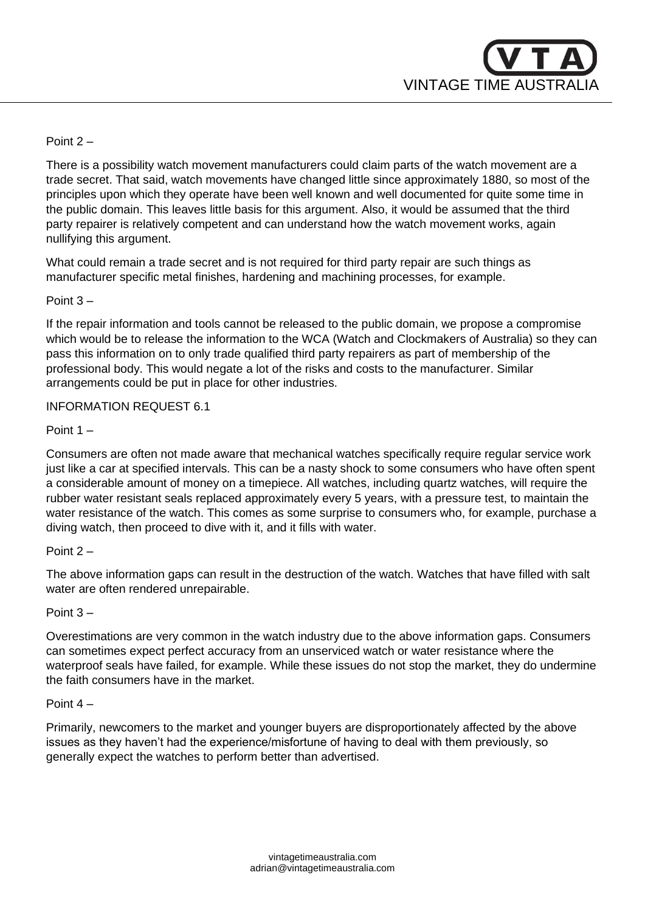Point 2 –

There is a possibility watch movement manufacturers could claim parts of the watch movement are a trade secret. That said, watch movements have changed little since approximately 1880, so most of the principles upon which they operate have been well known and well documented for quite some time in the public domain. This leaves little basis for this argument. Also, it would be assumed that the third party repairer is relatively competent and can understand how the watch movement works, again nullifying this argument.

What could remain a trade secret and is not required for third party repair are such things as manufacturer specific metal finishes, hardening and machining processes, for example.

Point 3 –

If the repair information and tools cannot be released to the public domain, we propose a compromise which would be to release the information to the WCA (Watch and Clockmakers of Australia) so they can pass this information on to only trade qualified third party repairers as part of membership of the professional body. This would negate a lot of the risks and costs to the manufacturer. Similar arrangements could be put in place for other industries.

INFORMATION REQUEST 6.1

Point 1 –

Consumers are often not made aware that mechanical watches specifically require regular service work just like a car at specified intervals. This can be a nasty shock to some consumers who have often spent a considerable amount of money on a timepiece. All watches, including quartz watches, will require the rubber water resistant seals replaced approximately every 5 years, with a pressure test, to maintain the water resistance of the watch. This comes as some surprise to consumers who, for example, purchase a diving watch, then proceed to dive with it, and it fills with water.

Point 2 –

The above information gaps can result in the destruction of the watch. Watches that have filled with salt water are often rendered unrepairable.

Point 3 –

Overestimations are very common in the watch industry due to the above information gaps. Consumers can sometimes expect perfect accuracy from an unserviced watch or water resistance where the waterproof seals have failed, for example. While these issues do not stop the market, they do undermine the faith consumers have in the market.

Point 4 –

Primarily, newcomers to the market and younger buyers are disproportionately affected by the above issues as they haven't had the experience/misfortune of having to deal with them previously, so generally expect the watches to perform better than advertised.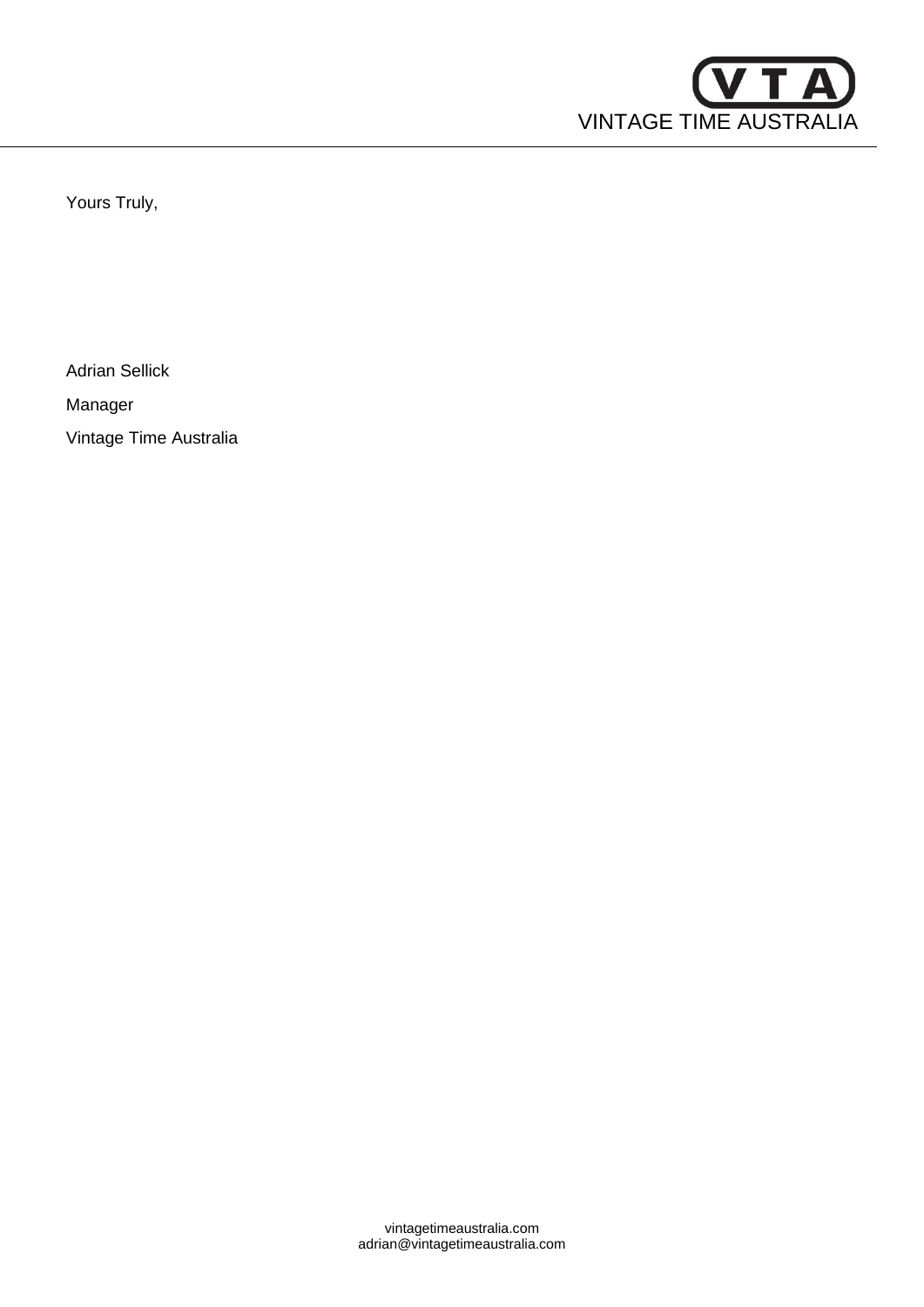Yours Truly,

Adrian Sellick

Manager

Vintage Time Australia